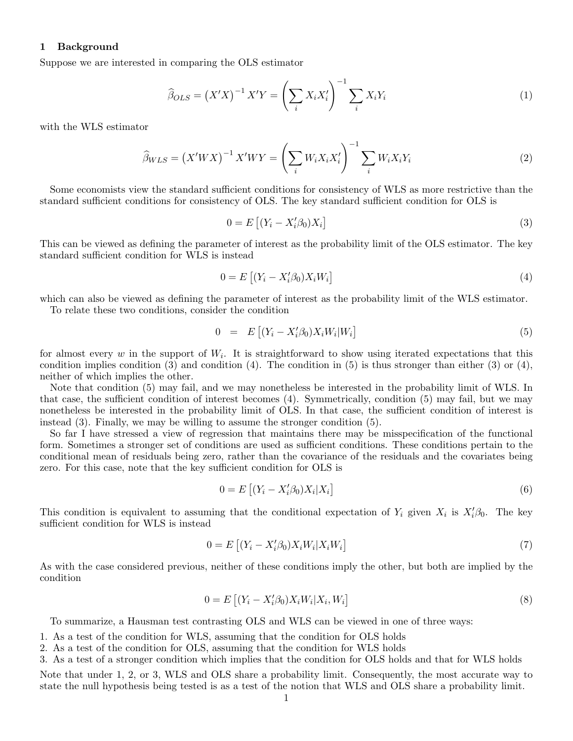## 1 Background

Suppose we are interested in comparing the OLS estimator

$$\widehat{\beta}_{OLS} = \left(X'X\right)^{-1} X'Y = \left(\sum_i X_i X_i'\right)^{-1} \sum_i X_i Y_i \tag{1}$$

with the WLS estimator

$$\widehat{\beta}_{WLS} = \left(X'WX\right)^{-1} X'WY = \left(\sum_i W_i X_i X_i'\right)^{-1} \sum_i W_i X_i Y_i \tag{2}$$

Some economists view the standard sufficient conditions for consistency of WLS as more restrictive than the standard sufficient conditions for consistency of OLS. The key standard sufficient condition for OLS is

$$0 = E\left[(Y_i - X_i'\beta_0)X_i\right] \tag{3}$$

This can be viewed as defining the parameter of interest as the probability limit of the OLS estimator. The key standard sufficient condition for WLS is instead

$$0 = E\left[(Y_i - X_i'\beta_0)X_i W_i\right] \tag{4}$$

which can also be viewed as defining the parameter of interest as the probability limit of the WLS estimator.

To relate these two conditions, consider the condition

$$0 \quad = \quad E\left[(Y_i - X_i'\beta_0)X_i W_i | W_i\right] \tag{5}$$

for almost every $w$ in the support of $W_i$. It is straightforward to show using iterated expectations that this condition implies condition (3) and condition (4). The condition in (5) is thus stronger than either (3) or (4), neither of which implies the other.

Note that condition (5) may fail, and we may nonetheless be interested in the probability limit of WLS. In that case, the sufficient condition of interest becomes (4). Symmetrically, condition (5) may fail, but we may nonetheless be interested in the probability limit of OLS. In that case, the sufficient condition of interest is instead (3). Finally, we may be willing to assume the stronger condition (5).

So far I have stressed a view of regression that maintains there may be misspecification of the functional form. Sometimes a stronger set of conditions are used as sufficient conditions. These conditions pertain to the conditional mean of residuals being zero, rather than the covariance of the residuals and the covariates being zero. For this case, note that the key sufficient condition for OLS is

$$0 = E\left[(Y_i - X_i'\beta_0)X_i | X_i\right] \tag{6}$$

This condition is equivalent to assuming that the conditional expectation of $Y_i$ given $X_i$ is $X_i'\beta_0$. The key sufficient condition for WLS is instead

$$0 = E\left[(Y_i - X_i'\beta_0)X_i W_i | X_i W_i\right] \tag{7}$$

As with the case considered previous, neither of these conditions imply the other, but both are implied by the condition

$$0 = E\left[(Y_i - X_i'\beta_0)X_i W_i | X_i, W_i\right] \tag{8}$$

To summarize, a Hausman test contrasting OLS and WLS can be viewed in one of three ways:

1. As a test of the condition for WLS, assuming that the condition for OLS holds
2. As a test of the condition for OLS, assuming that the condition for WLS holds
3. As a test of a stronger condition which implies that the condition for OLS holds and that for WLS holds

Note that under 1, 2, or 3, WLS and OLS share a probability limit. Consequently, the most accurate way to state the null hypothesis being tested is as a test of the notion that WLS and OLS share a probability limit.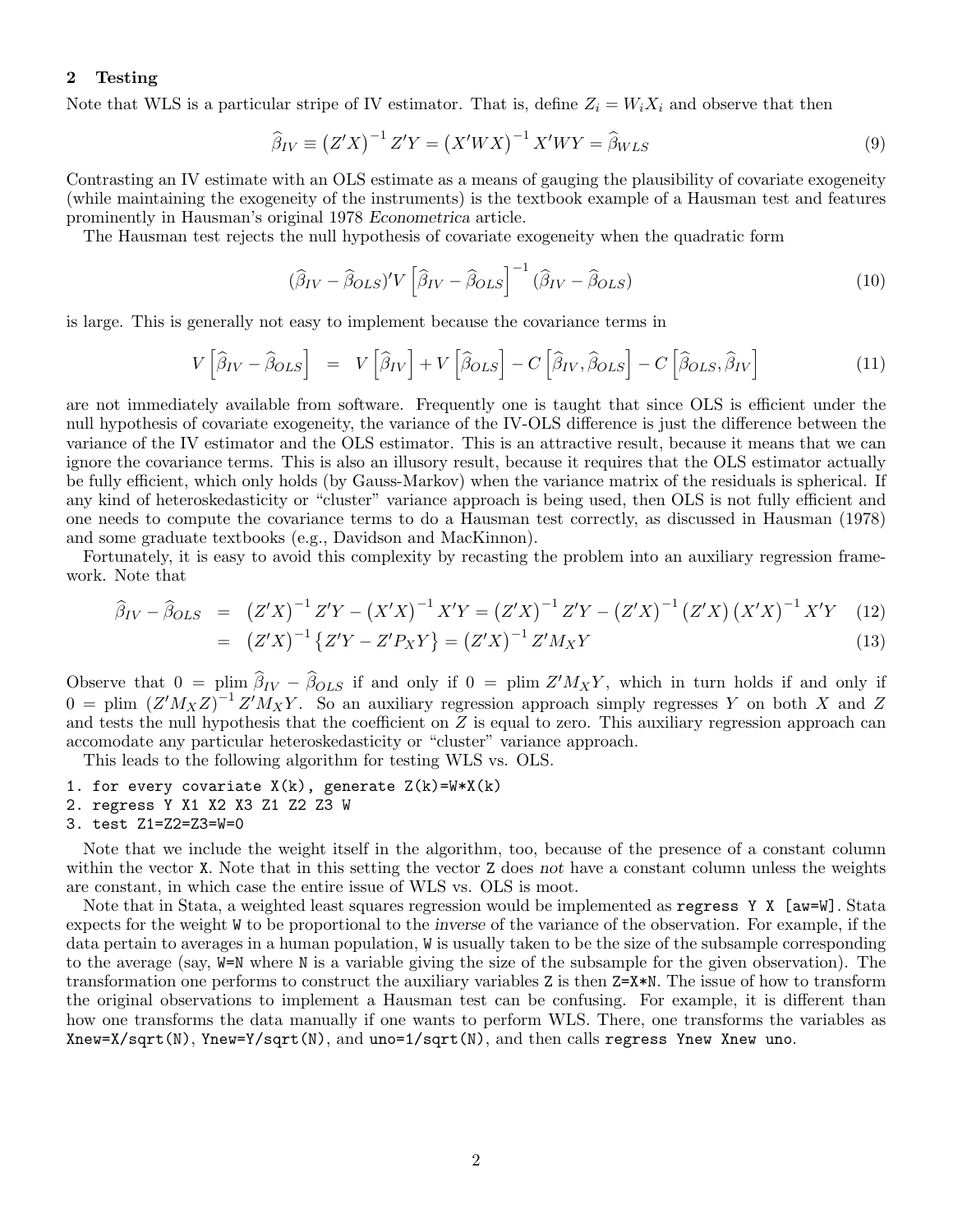## 2 Testing

Note that WLS is a particular stripe of IV estimator. That is, define $Z_i = W_i X_i$ and observe that then

$$\widehat{\beta}_{IV} \equiv \left(Z'X\right)^{-1} Z'Y = \left(X'WX\right)^{-1} X'WY = \widehat{\beta}_{WLS} \tag{9}$$

Contrasting an IV estimate with an OLS estimate as a means of gauging the plausibility of covariate exogeneity (while maintaining the exogeneity of the instruments) is the textbook example of a Hausman test and features prominently in Hausman's original 1978 *Econometrica* article.

The Hausman test rejects the null hypothesis of covariate exogeneity when the quadratic form

$$(\widehat{\beta}_{IV} - \widehat{\beta}_{OLS})' V\left[\widehat{\beta}_{IV} - \widehat{\beta}_{OLS}\right]^{-1} (\widehat{\beta}_{IV} - \widehat{\beta}_{OLS}) \tag{10}$$

is large. This is generally not easy to implement because the covariance terms in

$$V\left[\widehat{\beta}_{IV} - \widehat{\beta}_{OLS}\right] \;=\; V\left[\widehat{\beta}_{IV}\right] + V\left[\widehat{\beta}_{OLS}\right] - C\left[\widehat{\beta}_{IV}, \widehat{\beta}_{OLS}\right] - C\left[\widehat{\beta}_{OLS}, \widehat{\beta}_{IV}\right] \tag{11}$$

are not immediately available from software. Frequently one is taught that since OLS is efficient under the null hypothesis of covariate exogeneity, the variance of the IV-OLS difference is just the difference between the variance of the IV estimator and the OLS estimator. This is an attractive result, because it means that we can ignore the covariance terms. This is also an illusory result, because it requires that the OLS estimator actually be fully efficient, which only holds (by Gauss-Markov) when the variance matrix of the residuals is spherical. If any kind of heteroskedasticity or "cluster" variance approach is being used, then OLS is not fully efficient and one needs to compute the covariance terms to do a Hausman test correctly, as discussed in Hausman (1978) and some graduate textbooks (e.g., Davidson and MacKinnon).

Fortunately, it is easy to avoid this complexity by recasting the problem into an auxiliary regression framework. Note that

$$\begin{aligned}
\widehat{\beta}_{IV} - \widehat{\beta}_{OLS} &= \left(Z'X\right)^{-1} Z'Y - \left(X'X\right)^{-1} X'Y = \left(Z'X\right)^{-1} Z'Y - \left(Z'X\right)^{-1} \left(Z'X\right) \left(X'X\right)^{-1} X'Y \qquad (12)\\
&= \left(Z'X\right)^{-1} \left\{Z'Y - Z'P_X Y\right\} = \left(Z'X\right)^{-1} Z'M_X Y \qquad (13)
\end{aligned}$$

Observe that $0 = \text{plim}\; \widehat{\beta}_{IV} - \widehat{\beta}_{OLS}$ if and only if $0 = \text{plim}\; Z'M_X Y$, which in turn holds if and only if $0 = \text{plim}\; \left(Z'M_X Z\right)^{-1} Z'M_X Y$. So an auxiliary regression approach simply regresses $Y$ on both $X$ and $Z$ and tests the null hypothesis that the coefficient on $Z$ is equal to zero. This auxiliary regression approach can accomodate any particular heteroskedasticity or "cluster" variance approach.

This leads to the following algorithm for testing WLS vs. OLS.

```
1. for every covariate X(k), generate Z(k)=W*X(k)
2. regress Y X1 X2 X3 Z1 Z2 Z3 W
3. test Z1=Z2=Z3=W=0
```

Note that we include the weight itself in the algorithm, too, because of the presence of a constant column within the vector `X`. Note that in this setting the vector `Z` does *not* have a constant column unless the weights are constant, in which case the entire issue of WLS vs. OLS is moot.

Note that in Stata, a weighted least squares regression would be implemented as `regress Y X [aw=W]`. Stata expects for the weight `W` to be proportional to the *inverse* of the variance of the observation. For example, if the data pertain to averages in a human population, `W` is usually taken to be the size of the subsample corresponding to the average (say, `W=N` where `N` is a variable giving the size of the subsample for the given observation). The transformation one performs to construct the auxiliary variables `Z` is then `Z=X*N`. The issue of how to transform the original observations to implement a Hausman test can be confusing. For example, it is different than how one transforms the data manually if one wants to perform WLS. There, one transforms the variables as `Xnew=X/sqrt(N)`, `Ynew=Y/sqrt(N)`, and `uno=1/sqrt(N)`, and then calls `regress Ynew Xnew uno`.